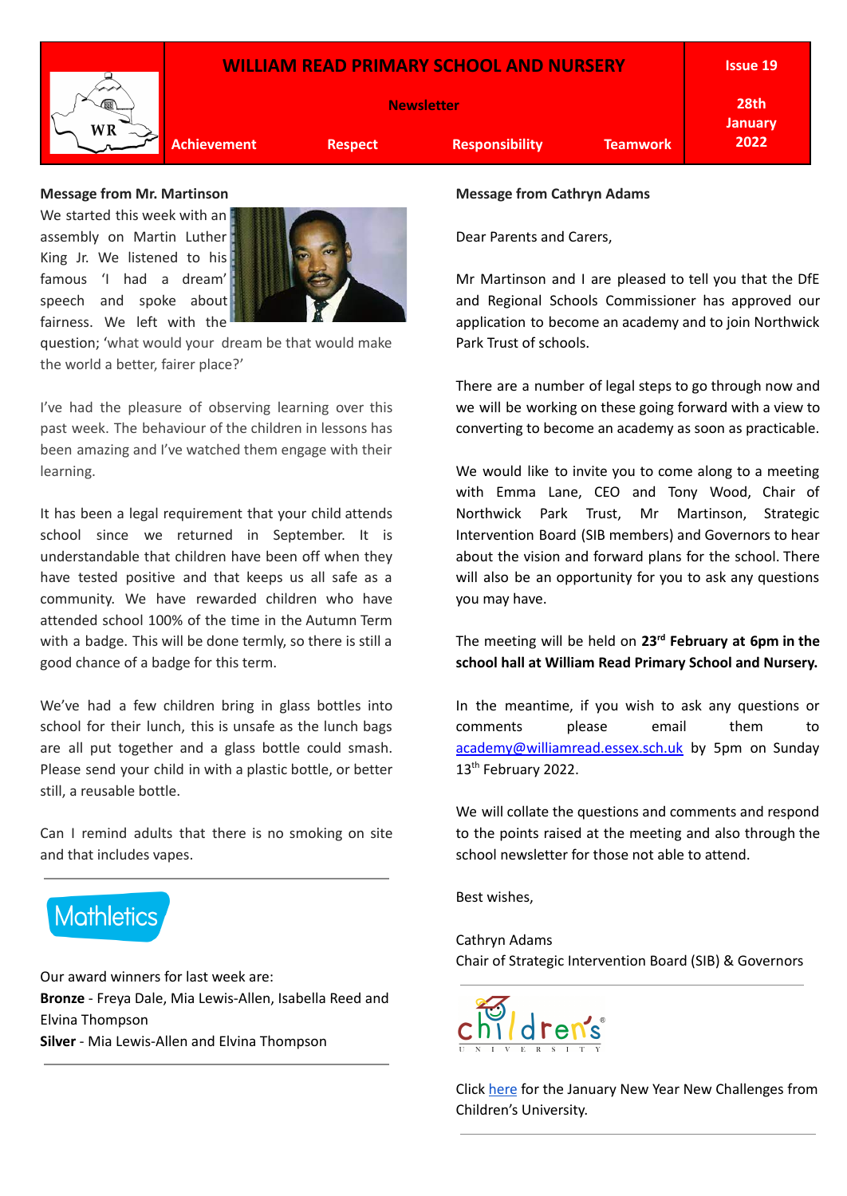# WILLIAM READ PRIMARY SCHOOL AND NURSERY

**Newsletter**

**Issue 19**

**28th January 2022**

**Achievement** | **Respect** | **Responsibility** | **Teamwork**

## Message from Mr. Martinson

We started this week with an assembly on Martin Luther King Jr. We listened to his famous 'I had a dream' speech and spoke about fairness. We left with the question; 'what would your dream be that would make the world a better, fairer place?'

I've had the pleasure of observing learning over this past week. The behaviour of the children in lessons has been amazing and I've watched them engage with their learning.

It has been a legal requirement that your child attends school since we returned in September. It is understandable that children have been off when they have tested positive and that keeps us all safe as a community. We have rewarded children who have attended school 100% of the time in the Autumn Term with a badge. This will be done termly, so there is still a good chance of a badge for this term.

We've had a few children bring in glass bottles into school for their lunch, this is unsafe as the lunch bags are all put together and a glass bottle could smash. Please send your child in with a plastic bottle, or better still, a reusable bottle.

Can I remind adults that there is no smoking on site and that includes vapes.

---

## Mathletics

Our award winners for last week are:

**Bronze** - Freya Dale, Mia Lewis-Allen, Isabella Reed and Elvina Thompson

**Silver** - Mia Lewis-Allen and Elvina Thompson

---

## Message from Cathryn Adams

Dear Parents and Carers,

Mr Martinson and I are pleased to tell you that the DfE and Regional Schools Commissioner has approved our application to become an academy and to join Northwick Park Trust of schools.

There are a number of legal steps to go through now and we will be working on these going forward with a view to converting to become an academy as soon as practicable.

We would like to invite you to come along to a meeting with Emma Lane, CEO and Tony Wood, Chair of Northwick Park Trust, Mr Martinson, Strategic Intervention Board (SIB members) and Governors to hear about the vision and forward plans for the school. There will also be an opportunity for you to ask any questions you may have.

The meeting will be held on **23rd February at 6pm in the school hall at William Read Primary School and Nursery.**

In the meantime, if you wish to ask any questions or comments please email them to academy@williamread.essex.sch.uk by 5pm on Sunday 13th February 2022.

We will collate the questions and comments and respond to the points raised at the meeting and also through the school newsletter for those not able to attend.

Best wishes,

Cathryn Adams
Chair of Strategic Intervention Board (SIB) & Governors

---

## children's UNIVERSITY

Click here for the January New Year New Challenges from Children's University.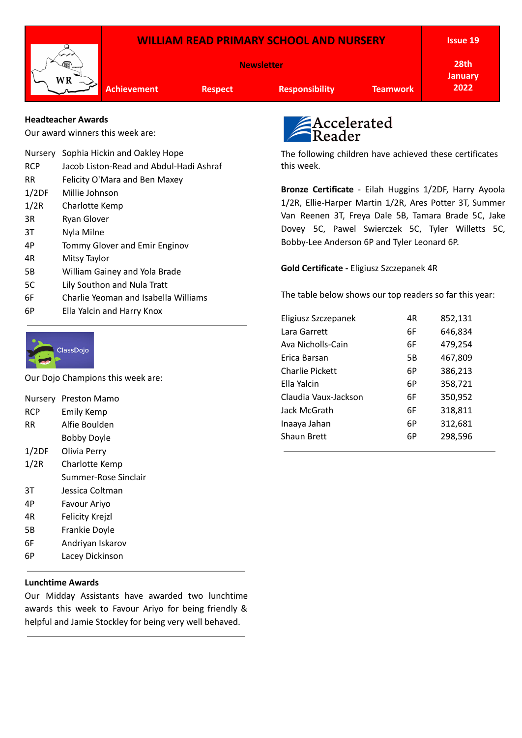# WILLIAM READ PRIMARY SCHOOL AND NURSERY

**Newsletter**

**Issue 19** | **28th January 2022**

**Achievement** | **Respect** | **Responsibility** | **Teamwork**

**Headteacher Awards**

Our award winners this week are:

| | |
|---|---|
| Nursery | Sophia Hickin and Oakley Hope |
| RCP | Jacob Liston-Read and Abdul-Hadi Ashraf |
| RR | Felicity O'Mara and Ben Maxey |
| 1/2DF | Millie Johnson |
| 1/2R | Charlotte Kemp |
| 3R | Ryan Glover |
| 3T | Nyla Milne |
| 4P | Tommy Glover and Emir Enginov |
| 4R | Mitsy Taylor |
| 5B | William Gainey and Yola Brade |
| 5C | Lily Southon and Nula Tratt |
| 6F | Charlie Yeoman and Isabella Williams |
| 6P | Ella Yalcin and Harry Knox |

ClassDojo

Our Dojo Champions this week are:

| | |
|---|---|
| Nursery | Preston Mamo |
| RCP | Emily Kemp |
| RR | Alfie Boulden |
| | Bobby Doyle |
| 1/2DF | Olivia Perry |
| 1/2R | Charlotte Kemp |
| | Summer-Rose Sinclair |
| 3T | Jessica Coltman |
| 4P | Favour Ariyo |
| 4R | Felicity Krejzl |
| 5B | Frankie Doyle |
| 6F | Andriyan Iskarov |
| 6P | Lacey Dickinson |

**Lunchtime Awards**

Our Midday Assistants have awarded two lunchtime awards this week to Favour Ariyo for being friendly & helpful and Jamie Stockley for being very well behaved.

**Accelerated Reader**

The following children have achieved these certificates this week.

**Bronze Certificate** - Eilah Huggins 1/2DF, Harry Ayoola 1/2R, Ellie-Harper Martin 1/2R, Ares Potter 3T, Summer Van Reenen 3T, Freya Dale 5B, Tamara Brade 5C, Jake Dovey 5C, Pawel Swierczek 5C, Tyler Willetts 5C, Bobby-Lee Anderson 6P and Tyler Leonard 6P.

**Gold Certificate -** Eligiusz Szczepanek 4R

The table below shows our top readers so far this year:

| | | |
|---|---|---|
| Eligiusz Szczepanek | 4R | 852,131 |
| Lara Garrett | 6F | 646,834 |
| Ava Nicholls-Cain | 6F | 479,254 |
| Erica Barsan | 5B | 467,809 |
| Charlie Pickett | 6P | 386,213 |
| Ella Yalcin | 6P | 358,721 |
| Claudia Vaux-Jackson | 6F | 350,952 |
| Jack McGrath | 6F | 318,811 |
| Inaaya Jahan | 6P | 312,681 |
| Shaun Brett | 6P | 298,596 |